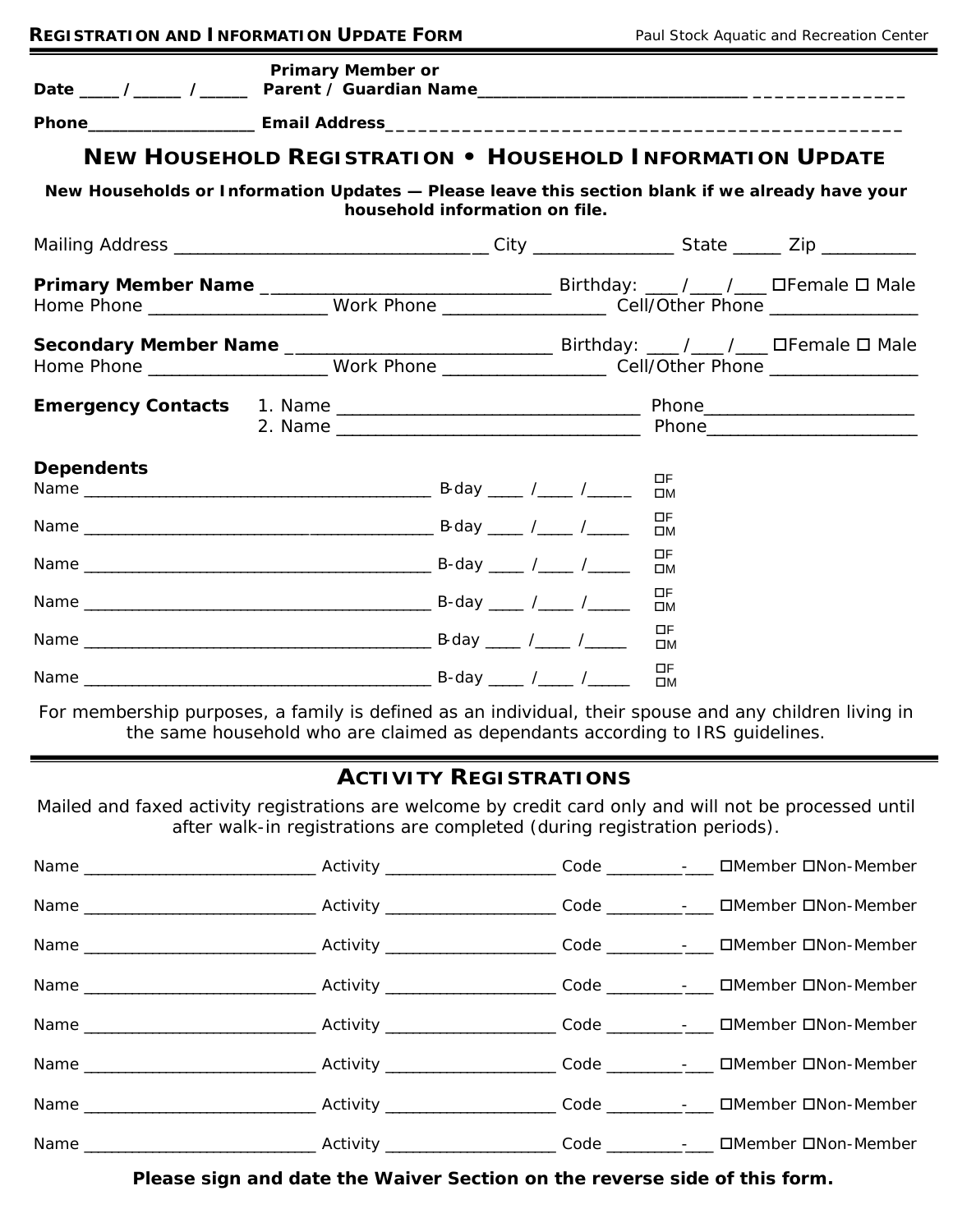**REGISTRATION AND INFORMATION UPDATE FORM** — Paul Stock Aquatic and Recreation Center

Date ____/_____ /_____ **Primary Member or Parent / Guardian Name**_____________________________ ______________

**Phone**_________________ **Email Address**______________________________________________

## NEW HOUSEHOLD REGISTRATION • HOUSEHOLD INFORMATION UPDATE

**New Households or Information Updates — Please leave this section blank if we already have your household information on file.**

Mailing Address ________________________________ City ______________ State _____ Zip _________

**Primary Member Name** ______________________________ Birthday: ___/___/___ ☐Female ☐ Male
Home Phone __________________ Work Phone ________________ Cell/Other Phone _______________

**Secondary Member Name** ___________________________ Birthday: ___/___/___ ☐Female ☐ Male
Home Phone __________________ Work Phone ________________ Cell/Other Phone _______________

**Emergency Contacts** 1. Name ________________________________ Phone______________________
2. Name ________________________________ Phone______________________

**Dependents**

Name _____________________________________ B-day ____ /____ /_____ ☐F ☐M

Name _____________________________________ B-day ____ /____ /_____ ☐F ☐M

Name _____________________________________ B-day ____ /____ /_____ ☐F ☐M

Name _____________________________________ B-day ____ /____ /_____ ☐F ☐M

Name _____________________________________ B-day ____ /____ /_____ ☐F ☐M

Name _____________________________________ B-day ____ /____ /_____ ☐F ☐M

For membership purposes, a family is defined as an individual, their spouse and any children living in the same household who are claimed as dependants according to IRS guidelines.

## ACTIVITY REGISTRATIONS

Mailed and faxed activity registrations are welcome by credit card only and will not be processed until after walk-in registrations are completed (during registration periods).

Name __________________________ Activity __________________ Code ________-___ ☐Member ☐Non-Member

Name __________________________ Activity __________________ Code ________-___ ☐Member ☐Non-Member

Name __________________________ Activity __________________ Code ________-___ ☐Member ☐Non-Member

Name __________________________ Activity __________________ Code ________-___ ☐Member ☐Non-Member

Name __________________________ Activity __________________ Code ________-___ ☐Member ☐Non-Member

Name __________________________ Activity __________________ Code ________-___ ☐Member ☐Non-Member

Name __________________________ Activity __________________ Code ________-___ ☐Member ☐Non-Member

Name __________________________ Activity __________________ Code ________-___ ☐Member ☐Non-Member

**Please sign and date the Waiver Section on the reverse side of this form.**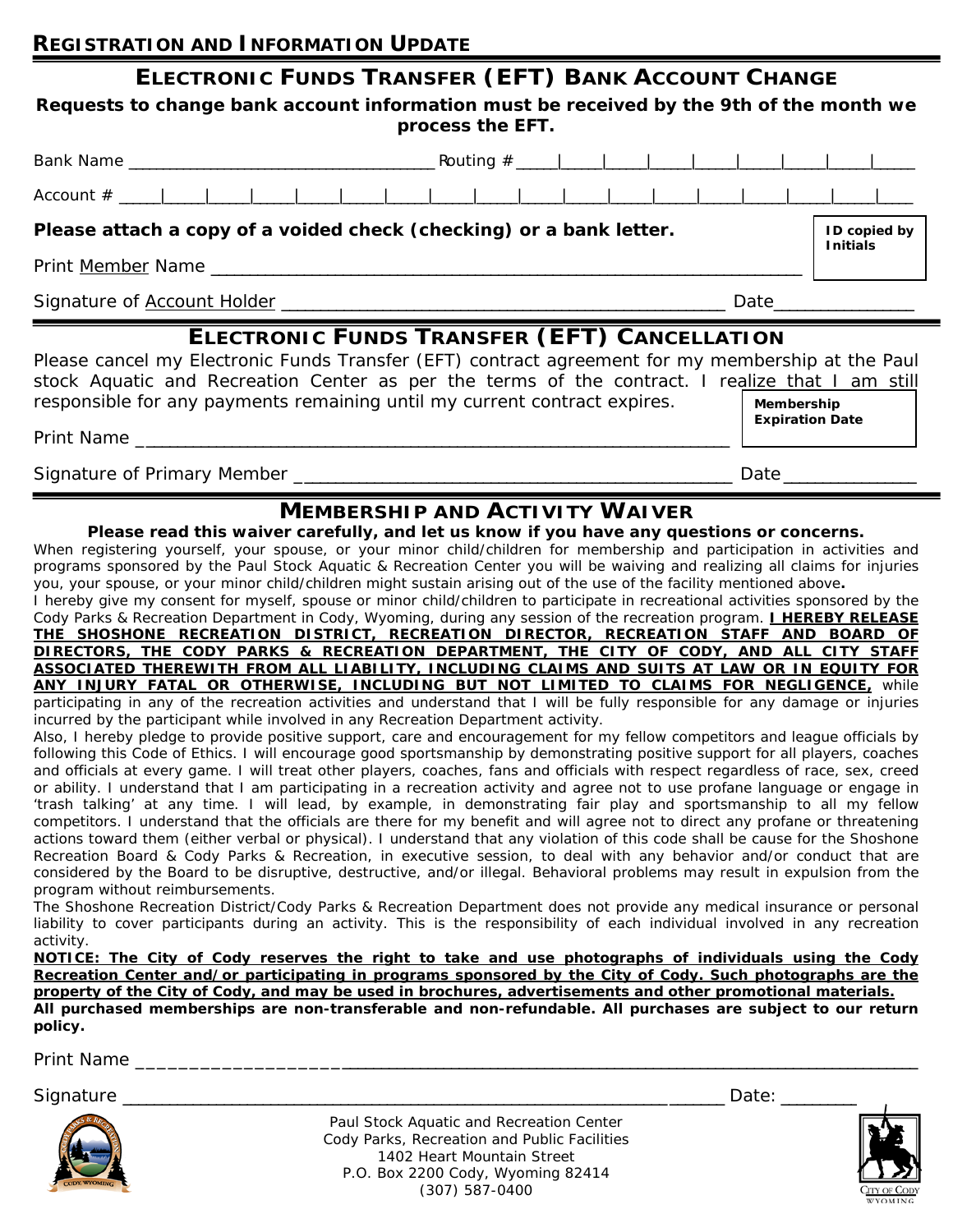## Registration and Information Update

### Electronic Funds Transfer (EFT) Bank Account Change

**Requests to change bank account information must be received by the 9th of the month we process the EFT.**

Bank Name ___________________________ Routing # ____|____|____|____|____|____|____|____|____

Account # ____|____|____|____|____|____|____|____|____|____|____|____|____|____|____|____|____

**Please attach a copy of a voided check (checking) or a bank letter.**

| ID copied by Initials |
|---|
| |

Print Member Name ___________________________________________

Signature of Account Holder ___________________________________ Date____________

### Electronic Funds Transfer (EFT) Cancellation

Please cancel my Electronic Funds Transfer (EFT) contract agreement for my membership at the Paul stock Aquatic and Recreation Center as per the terms of the contract. I realize that I am still responsible for any payments remaining until my current contract expires.

| Membership Expiration Date |
|---|
| |

Print Name ___________________________________________

Signature of Primary Member ___________________________________ Date____________

### Membership and Activity Waiver

**Please read this waiver carefully, and let us know if you have any questions or concerns.**

When registering yourself, your spouse, or your minor child/children for membership and participation in activities and programs sponsored by the Paul Stock Aquatic & Recreation Center you will be waiving and realizing all claims for injuries you, your spouse, or your minor child/children might sustain arising out of the use of the facility mentioned above**.**

I hereby give my consent for myself, spouse or minor child/children to participate in recreational activities sponsored by the Cody Parks & Recreation Department in Cody, Wyoming, during any session of the recreation program. **I HEREBY RELEASE THE SHOSHONE RECREATION DISTRICT, RECREATION DIRECTOR, RECREATION STAFF AND BOARD OF DIRECTORS, THE CODY PARKS & RECREATION DEPARTMENT, THE CITY OF CODY, AND ALL CITY STAFF ASSOCIATED THEREWITH FROM ALL LIABILITY, INCLUDING CLAIMS AND SUITS AT LAW OR IN EQUITY FOR ANY INJURY FATAL OR OTHERWISE, INCLUDING BUT NOT LIMITED TO CLAIMS FOR NEGLIGENCE,** while participating in any of the recreation activities and understand that I will be fully responsible for any damage or injuries incurred by the participant while involved in any Recreation Department activity.

Also, I hereby pledge to provide positive support, care and encouragement for my fellow competitors and league officials by following this Code of Ethics. I will encourage good sportsmanship by demonstrating positive support for all players, coaches and officials at every game. I will treat other players, coaches, fans and officials with respect regardless of race, sex, creed or ability. I understand that I am participating in a recreation activity and agree not to use profane language or engage in 'trash talking' at any time. I will lead, by example, in demonstrating fair play and sportsmanship to all my fellow competitors. I understand that the officials are there for my benefit and will agree not to direct any profane or threatening actions toward them (either verbal or physical). I understand that any violation of this code shall be cause for the Shoshone Recreation Board & Cody Parks & Recreation, in executive session, to deal with any behavior and/or conduct that are considered by the Board to be disruptive, destructive, and/or illegal. Behavioral problems may result in expulsion from the program without reimbursements.

The Shoshone Recreation District/Cody Parks & Recreation Department does not provide any medical insurance or personal liability to cover participants during an activity. This is the responsibility of each individual involved in any recreation activity.

**NOTICE: The City of Cody reserves the right to take and use photographs of individuals using the Cody Recreation Center and/or participating in programs sponsored by the City of Cody. Such photographs are the property of the City of Cody, and may be used in brochures, advertisements and other promotional materials.**

**All purchased memberships are non-transferable and non-refundable. All purchases are subject to our return policy.**

Print Name ___________________________________________________________

Signature ___________________________________________________ Date: ________

Paul Stock Aquatic and Recreation Center
Cody Parks, Recreation and Public Facilities
1402 Heart Mountain Street
P.O. Box 2200 Cody, Wyoming 82414
(307) 587-0400